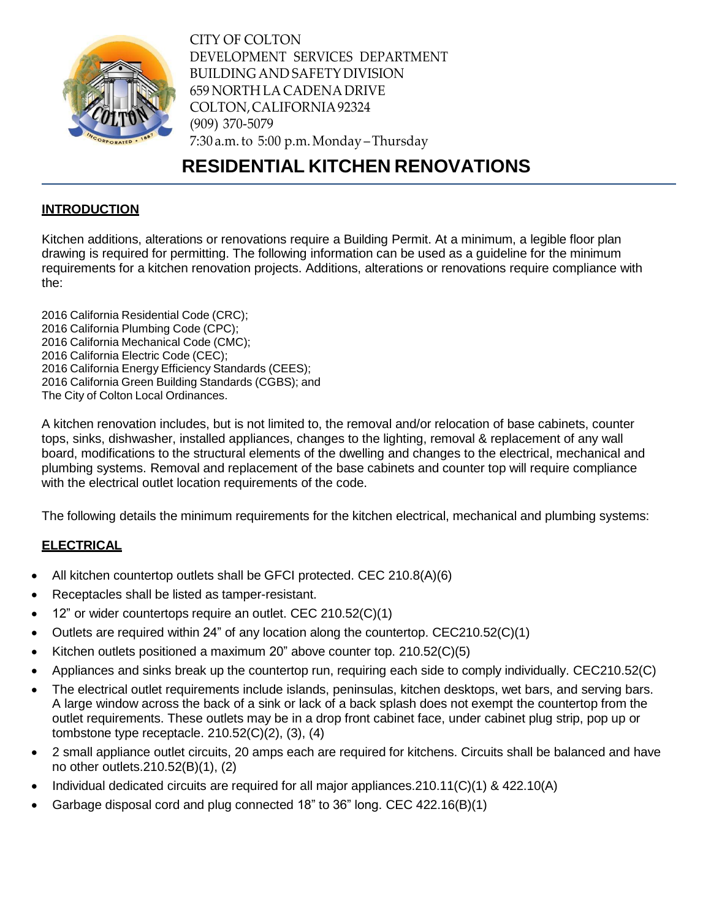CITY OF COLTON
DEVELOPMENT SERVICES DEPARTMENT
BUILDING AND SAFETY DIVISION
659 NORTH LA CADENA DRIVE
COLTON, CALIFORNIA 92324
(909) 370-5079
7:30 a.m. to 5:00 p.m. Monday – Thursday

# RESIDENTIAL KITCHEN RENOVATIONS

## INTRODUCTION

Kitchen additions, alterations or renovations require a Building Permit. At a minimum, a legible floor plan drawing is required for permitting. The following information can be used as a guideline for the minimum requirements for a kitchen renovation projects. Additions, alterations or renovations require compliance with the:

2016 California Residential Code (CRC);
2016 California Plumbing Code (CPC);
2016 California Mechanical Code (CMC);
2016 California Electric Code (CEC);
2016 California Energy Efficiency Standards (CEES);
2016 California Green Building Standards (CGBS); and
The City of Colton Local Ordinances.

A kitchen renovation includes, but is not limited to, the removal and/or relocation of base cabinets, counter tops, sinks, dishwasher, installed appliances, changes to the lighting, removal & replacement of any wall board, modifications to the structural elements of the dwelling and changes to the electrical, mechanical and plumbing systems. Removal and replacement of the base cabinets and counter top will require compliance with the electrical outlet location requirements of the code.

The following details the minimum requirements for the kitchen electrical, mechanical and plumbing systems:

## ELECTRICAL

- All kitchen countertop outlets shall be GFCI protected. CEC 210.8(A)(6)
- Receptacles shall be listed as tamper-resistant.
- 12" or wider countertops require an outlet. CEC 210.52(C)(1)
- Outlets are required within 24" of any location along the countertop. CEC210.52(C)(1)
- Kitchen outlets positioned a maximum 20" above counter top. 210.52(C)(5)
- Appliances and sinks break up the countertop run, requiring each side to comply individually. CEC210.52(C)
- The electrical outlet requirements include islands, peninsulas, kitchen desktops, wet bars, and serving bars. A large window across the back of a sink or lack of a back splash does not exempt the countertop from the outlet requirements. These outlets may be in a drop front cabinet face, under cabinet plug strip, pop up or tombstone type receptacle. 210.52(C)(2), (3), (4)
- 2 small appliance outlet circuits, 20 amps each are required for kitchens. Circuits shall be balanced and have no other outlets.210.52(B)(1), (2)
- Individual dedicated circuits are required for all major appliances.210.11(C)(1) & 422.10(A)
- Garbage disposal cord and plug connected 18" to 36" long. CEC 422.16(B)(1)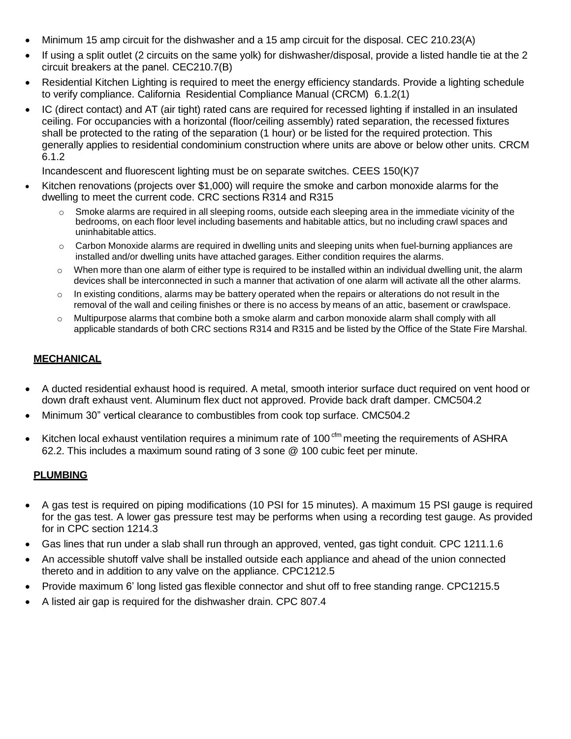- Minimum 15 amp circuit for the dishwasher and a 15 amp circuit for the disposal. CEC 210.23(A)
- If using a split outlet (2 circuits on the same yolk) for dishwasher/disposal, provide a listed handle tie at the 2 circuit breakers at the panel. CEC210.7(B)
- Residential Kitchen Lighting is required to meet the energy efficiency standards. Provide a lighting schedule to verify compliance. California Residential Compliance Manual (CRCM) 6.1.2(1)
- IC (direct contact) and AT (air tight) rated cans are required for recessed lighting if installed in an insulated ceiling. For occupancies with a horizontal (floor/ceiling assembly) rated separation, the recessed fixtures shall be protected to the rating of the separation (1 hour) or be listed for the required protection. This generally applies to residential condominium construction where units are above or below other units. CRCM 6.1.2

  Incandescent and fluorescent lighting must be on separate switches. CEES 150(K)7
- Kitchen renovations (projects over $1,000) will require the smoke and carbon monoxide alarms for the dwelling to meet the current code. CRC sections R314 and R315
  - Smoke alarms are required in all sleeping rooms, outside each sleeping area in the immediate vicinity of the bedrooms, on each floor level including basements and habitable attics, but no including crawl spaces and uninhabitable attics.
  - Carbon Monoxide alarms are required in dwelling units and sleeping units when fuel-burning appliances are installed and/or dwelling units have attached garages. Either condition requires the alarms.
  - When more than one alarm of either type is required to be installed within an individual dwelling unit, the alarm devices shall be interconnected in such a manner that activation of one alarm will activate all the other alarms.
  - In existing conditions, alarms may be battery operated when the repairs or alterations do not result in the removal of the wall and ceiling finishes or there is no access by means of an attic, basement or crawlspace.
  - Multipurpose alarms that combine both a smoke alarm and carbon monoxide alarm shall comply with all applicable standards of both CRC sections R314 and R315 and be listed by the Office of the State Fire Marshal.

## MECHANICAL

- A ducted residential exhaust hood is required. A metal, smooth interior surface duct required on vent hood or down draft exhaust vent. Aluminum flex duct not approved. Provide back draft damper. CMC504.2
- Minimum 30" vertical clearance to combustibles from cook top surface. CMC504.2
- Kitchen local exhaust ventilation requires a minimum rate of 100 cfm meeting the requirements of ASHRA 62.2. This includes a maximum sound rating of 3 sone @ 100 cubic feet per minute.

## PLUMBING

- A gas test is required on piping modifications (10 PSI for 15 minutes). A maximum 15 PSI gauge is required for the gas test. A lower gas pressure test may be performs when using a recording test gauge. As provided for in CPC section 1214.3
- Gas lines that run under a slab shall run through an approved, vented, gas tight conduit. CPC 1211.1.6
- An accessible shutoff valve shall be installed outside each appliance and ahead of the union connected thereto and in addition to any valve on the appliance. CPC1212.5
- Provide maximum 6' long listed gas flexible connector and shut off to free standing range. CPC1215.5
- A listed air gap is required for the dishwasher drain. CPC 807.4